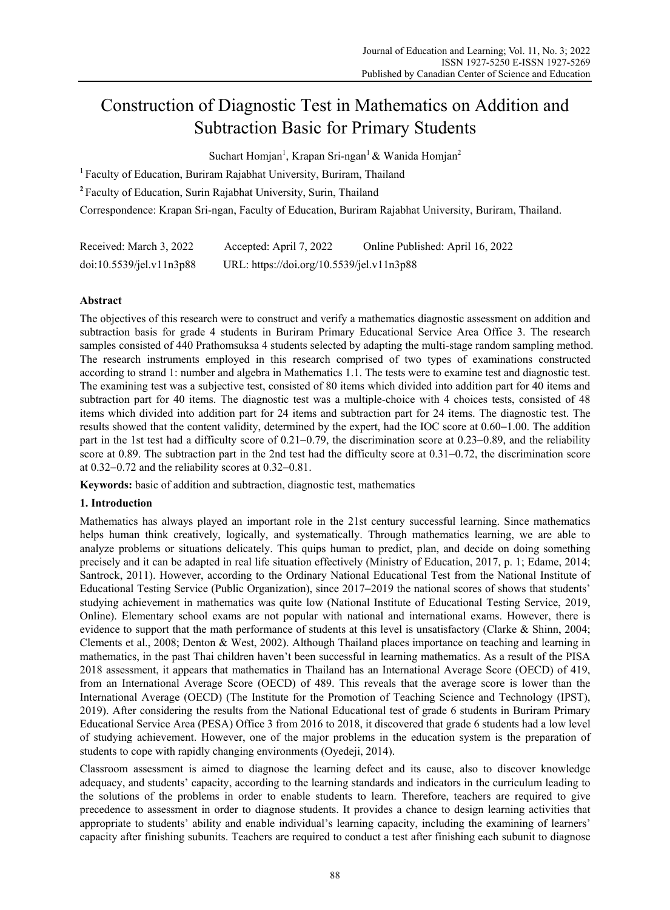# Construction of Diagnostic Test in Mathematics on Addition and Subtraction Basic for Primary Students

Suchart Homjan[1], Krapan Sri-ngan[1] & Wanida Homjan[2]

[1] Faculty of Education, Buriram Rajabhat University, Buriram, Thailand

[2] Faculty of Education, Surin Rajabhat University, Surin, Thailand

Correspondence: Krapan Sri-ngan, Faculty of Education, Buriram Rajabhat University, Buriram, Thailand.

Received: March 3, 2022 Accepted: April 7, 2022 Online Published: April 16, 2022

doi:10.5539/jel.v11n3p88 URL: https://doi.org/10.5539/jel.v11n3p88

## Abstract

The objectives of this research were to construct and verify a mathematics diagnostic assessment on addition and subtraction basis for grade 4 students in Buriram Primary Educational Service Area Office 3. The research samples consisted of 440 Prathomsuksa 4 students selected by adapting the multi-stage random sampling method. The research instruments employed in this research comprised of two types of examinations constructed according to strand 1: number and algebra in Mathematics 1.1. The tests were to examine test and diagnostic test. The examining test was a subjective test, consisted of 80 items which divided into addition part for 40 items and subtraction part for 40 items. The diagnostic test was a multiple-choice with 4 choices tests, consisted of 48 items which divided into addition part for 24 items and subtraction part for 24 items. The diagnostic test. The results showed that the content validity, determined by the expert, had the IOC score at 0.60–1.00. The addition part in the 1st test had a difficulty score of 0.21–0.79, the discrimination score at 0.23–0.89, and the reliability score at 0.89. The subtraction part in the 2nd test had the difficulty score at 0.31–0.72, the discrimination score at 0.32–0.72 and the reliability scores at 0.32–0.81.

**Keywords:** basic of addition and subtraction, diagnostic test, mathematics

## 1. Introduction

Mathematics has always played an important role in the 21st century successful learning. Since mathematics helps human think creatively, logically, and systematically. Through mathematics learning, we are able to analyze problems or situations delicately. This quips human to predict, plan, and decide on doing something precisely and it can be adapted in real life situation effectively (Ministry of Education, 2017, p. 1; Edame, 2014; Santrock, 2011). However, according to the Ordinary National Educational Test from the National Institute of Educational Testing Service (Public Organization), since 2017–2019 the national scores of shows that students' studying achievement in mathematics was quite low (National Institute of Educational Testing Service, 2019, Online). Elementary school exams are not popular with national and international exams. However, there is evidence to support that the math performance of students at this level is unsatisfactory (Clarke & Shinn, 2004; Clements et al., 2008; Denton & West, 2002). Although Thailand places importance on teaching and learning in mathematics, in the past Thai children haven't been successful in learning mathematics. As a result of the PISA 2018 assessment, it appears that mathematics in Thailand has an International Average Score (OECD) of 419, from an International Average Score (OECD) of 489. This reveals that the average score is lower than the International Average (OECD) (The Institute for the Promotion of Teaching Science and Technology (IPST), 2019). After considering the results from the National Educational test of grade 6 students in Buriram Primary Educational Service Area (PESA) Office 3 from 2016 to 2018, it discovered that grade 6 students had a low level of studying achievement. However, one of the major problems in the education system is the preparation of students to cope with rapidly changing environments (Oyedeji, 2014).

Classroom assessment is aimed to diagnose the learning defect and its cause, also to discover knowledge adequacy, and students' capacity, according to the learning standards and indicators in the curriculum leading to the solutions of the problems in order to enable students to learn. Therefore, teachers are required to give precedence to assessment in order to diagnose students. It provides a chance to design learning activities that appropriate to students' ability and enable individual's learning capacity, including the examining of learners' capacity after finishing subunits. Teachers are required to conduct a test after finishing each subunit to diagnose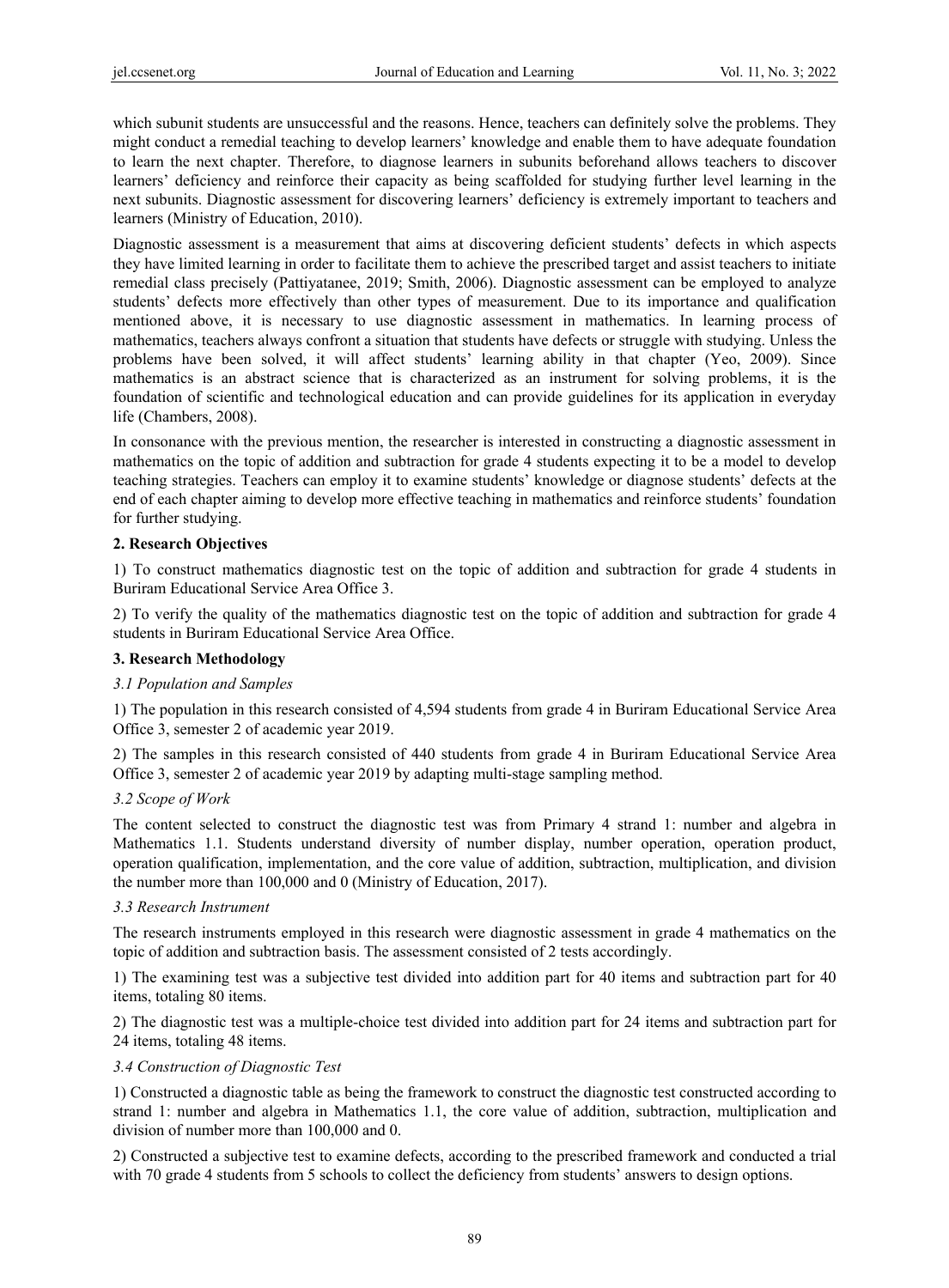which subunit students are unsuccessful and the reasons. Hence, teachers can definitely solve the problems. They might conduct a remedial teaching to develop learners' knowledge and enable them to have adequate foundation to learn the next chapter. Therefore, to diagnose learners in subunits beforehand allows teachers to discover learners' deficiency and reinforce their capacity as being scaffolded for studying further level learning in the next subunits. Diagnostic assessment for discovering learners' deficiency is extremely important to teachers and learners (Ministry of Education, 2010).

Diagnostic assessment is a measurement that aims at discovering deficient students' defects in which aspects they have limited learning in order to facilitate them to achieve the prescribed target and assist teachers to initiate remedial class precisely (Pattiyatanee, 2019; Smith, 2006). Diagnostic assessment can be employed to analyze students' defects more effectively than other types of measurement. Due to its importance and qualification mentioned above, it is necessary to use diagnostic assessment in mathematics. In learning process of mathematics, teachers always confront a situation that students have defects or struggle with studying. Unless the problems have been solved, it will affect students' learning ability in that chapter (Yeo, 2009). Since mathematics is an abstract science that is characterized as an instrument for solving problems, it is the foundation of scientific and technological education and can provide guidelines for its application in everyday life (Chambers, 2008).

In consonance with the previous mention, the researcher is interested in constructing a diagnostic assessment in mathematics on the topic of addition and subtraction for grade 4 students expecting it to be a model to develop teaching strategies. Teachers can employ it to examine students' knowledge or diagnose students' defects at the end of each chapter aiming to develop more effective teaching in mathematics and reinforce students' foundation for further studying.

## 2. Research Objectives

1) To construct mathematics diagnostic test on the topic of addition and subtraction for grade 4 students in Buriram Educational Service Area Office 3.

2) To verify the quality of the mathematics diagnostic test on the topic of addition and subtraction for grade 4 students in Buriram Educational Service Area Office.

## 3. Research Methodology

### *3.1 Population and Samples*

1) The population in this research consisted of 4,594 students from grade 4 in Buriram Educational Service Area Office 3, semester 2 of academic year 2019.

2) The samples in this research consisted of 440 students from grade 4 in Buriram Educational Service Area Office 3, semester 2 of academic year 2019 by adapting multi-stage sampling method.

### *3.2 Scope of Work*

The content selected to construct the diagnostic test was from Primary 4 strand 1: number and algebra in Mathematics 1.1. Students understand diversity of number display, number operation, operation product, operation qualification, implementation, and the core value of addition, subtraction, multiplication, and division the number more than 100,000 and 0 (Ministry of Education, 2017).

### *3.3 Research Instrument*

The research instruments employed in this research were diagnostic assessment in grade 4 mathematics on the topic of addition and subtraction basis. The assessment consisted of 2 tests accordingly.

1) The examining test was a subjective test divided into addition part for 40 items and subtraction part for 40 items, totaling 80 items.

2) The diagnostic test was a multiple-choice test divided into addition part for 24 items and subtraction part for 24 items, totaling 48 items.

### *3.4 Construction of Diagnostic Test*

1) Constructed a diagnostic table as being the framework to construct the diagnostic test constructed according to strand 1: number and algebra in Mathematics 1.1, the core value of addition, subtraction, multiplication and division of number more than 100,000 and 0.

2) Constructed a subjective test to examine defects, according to the prescribed framework and conducted a trial with 70 grade 4 students from 5 schools to collect the deficiency from students' answers to design options.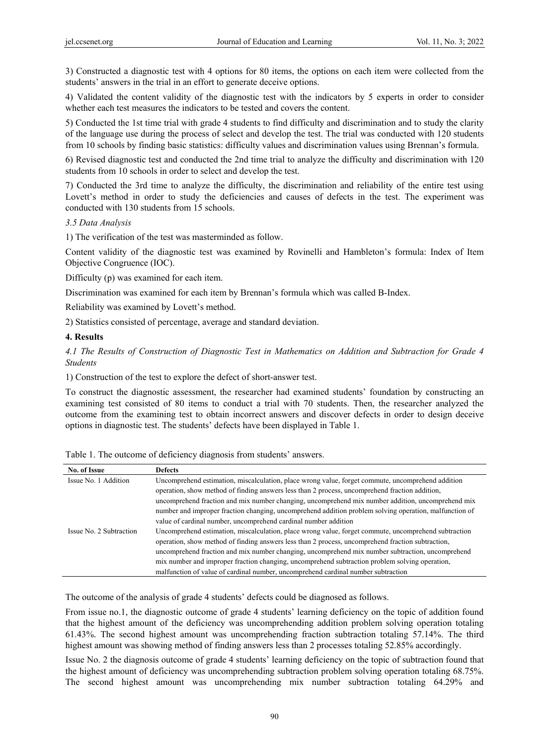3) Constructed a diagnostic test with 4 options for 80 items, the options on each item were collected from the students' answers in the trial in an effort to generate deceive options.

4) Validated the content validity of the diagnostic test with the indicators by 5 experts in order to consider whether each test measures the indicators to be tested and covers the content.

5) Conducted the 1st time trial with grade 4 students to find difficulty and discrimination and to study the clarity of the language use during the process of select and develop the test. The trial was conducted with 120 students from 10 schools by finding basic statistics: difficulty values and discrimination values using Brennan's formula.

6) Revised diagnostic test and conducted the 2nd time trial to analyze the difficulty and discrimination with 120 students from 10 schools in order to select and develop the test.

7) Conducted the 3rd time to analyze the difficulty, the discrimination and reliability of the entire test using Lovett's method in order to study the deficiencies and causes of defects in the test. The experiment was conducted with 130 students from 15 schools.

*3.5 Data Analysis*

1) The verification of the test was masterminded as follow.

Content validity of the diagnostic test was examined by Rovinelli and Hambleton's formula: Index of Item Objective Congruence (IOC).

Difficulty (p) was examined for each item.

Discrimination was examined for each item by Brennan's formula which was called B-Index.

Reliability was examined by Lovett's method.

2) Statistics consisted of percentage, average and standard deviation.

## 4. Results

*4.1 The Results of Construction of Diagnostic Test in Mathematics on Addition and Subtraction for Grade 4 Students*

1) Construction of the test to explore the defect of short-answer test.

To construct the diagnostic assessment, the researcher had examined students' foundation by constructing an examining test consisted of 80 items to conduct a trial with 70 students. Then, the researcher analyzed the outcome from the examining test to obtain incorrect answers and discover defects in order to design deceive options in diagnostic test. The students' defects have been displayed in Table 1.

Table 1. The outcome of deficiency diagnosis from students' answers.

| No. of Issue | Defects |
|---|---|
| Issue No. 1 Addition | Uncomprehend estimation, miscalculation, place wrong value, forget commute, uncomprehend addition operation, show method of finding answers less than 2 process, uncomprehend fraction addition, uncomprehend fraction and mix number changing, uncomprehend mix number addition, uncomprehend mix number and improper fraction changing, uncomprehend addition problem solving operation, malfunction of value of cardinal number, uncomprehend cardinal number addition |
| Issue No. 2 Subtraction | Uncomprehend estimation, miscalculation, place wrong value, forget commute, uncomprehend subtraction operation, show method of finding answers less than 2 process, uncomprehend fraction subtraction, uncomprehend fraction and mix number changing, uncomprehend mix number subtraction, uncomprehend mix number and improper fraction changing, uncomprehend subtraction problem solving operation, malfunction of value of cardinal number, uncomprehend cardinal number subtraction |

The outcome of the analysis of grade 4 students' defects could be diagnosed as follows.

From issue no.1, the diagnostic outcome of grade 4 students' learning deficiency on the topic of addition found that the highest amount of the deficiency was uncomprehending addition problem solving operation totaling 61.43%. The second highest amount was uncomprehending fraction subtraction totaling 57.14%. The third highest amount was showing method of finding answers less than 2 processes totaling 52.85% accordingly.

Issue No. 2 the diagnosis outcome of grade 4 students' learning deficiency on the topic of subtraction found that the highest amount of deficiency was uncomprehending subtraction problem solving operation totaling 68.75%. The second highest amount was uncomprehending mix number subtraction totaling 64.29% and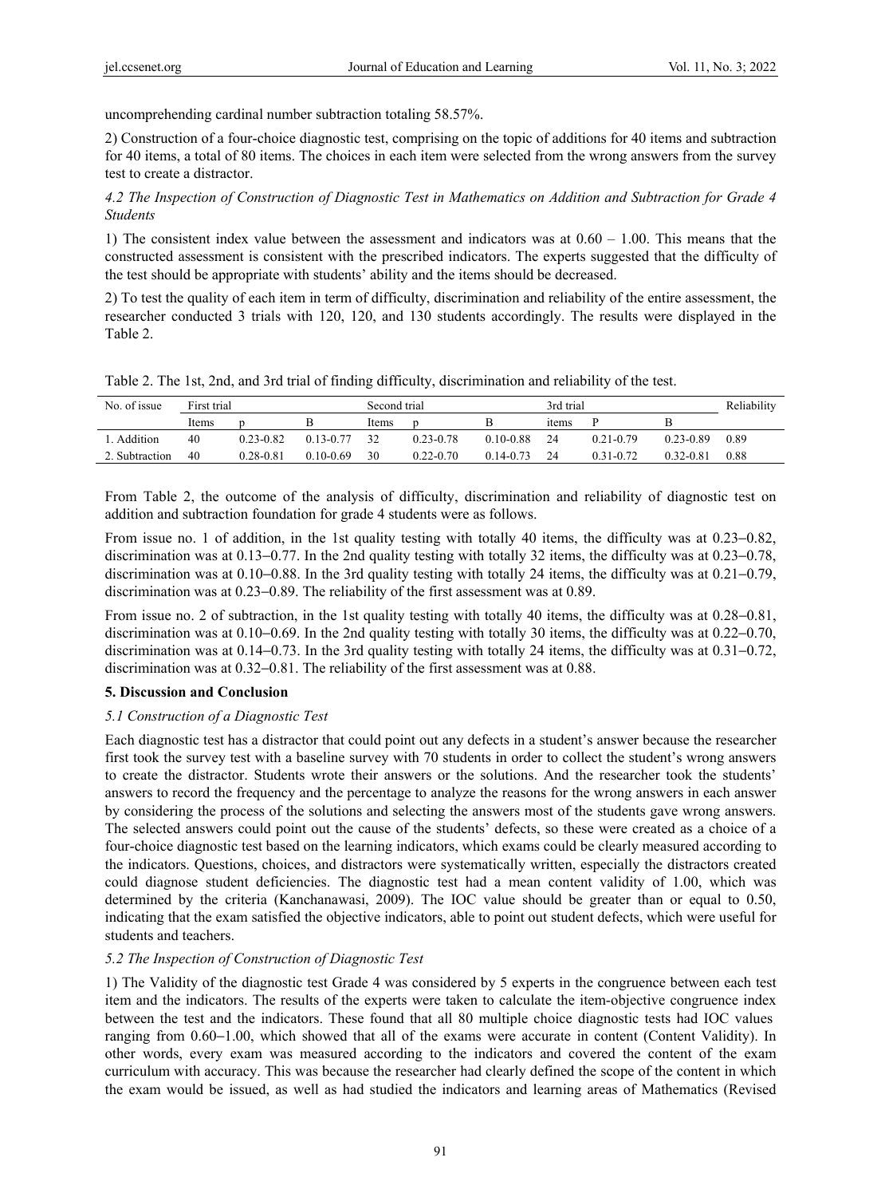uncomprehending cardinal number subtraction totaling 58.57%.

2) Construction of a four-choice diagnostic test, comprising on the topic of additions for 40 items and subtraction for 40 items, a total of 80 items. The choices in each item were selected from the wrong answers from the survey test to create a distractor.

*4.2 The Inspection of Construction of Diagnostic Test in Mathematics on Addition and Subtraction for Grade 4 Students*

1) The consistent index value between the assessment and indicators was at 0.60 – 1.00. This means that the constructed assessment is consistent with the prescribed indicators. The experts suggested that the difficulty of the test should be appropriate with students' ability and the items should be decreased.

2) To test the quality of each item in term of difficulty, discrimination and reliability of the entire assessment, the researcher conducted 3 trials with 120, 120, and 130 students accordingly. The results were displayed in the Table 2.

Table 2. The 1st, 2nd, and 3rd trial of finding difficulty, discrimination and reliability of the test.

| No. of issue | First trial | | | Second trial | | | 3rd trial | | | Reliability |
|---|---|---|---|---|---|---|---|---|---|---|
| | Items | p | B | Items | p | B | items | P | B | |
| 1. Addition | 40 | 0.23-0.82 | 0.13-0.77 | 32 | 0.23-0.78 | 0.10-0.88 | 24 | 0.21-0.79 | 0.23-0.89 | 0.89 |
| 2. Subtraction | 40 | 0.28-0.81 | 0.10-0.69 | 30 | 0.22-0.70 | 0.14-0.73 | 24 | 0.31-0.72 | 0.32-0.81 | 0.88 |

From Table 2, the outcome of the analysis of difficulty, discrimination and reliability of diagnostic test on addition and subtraction foundation for grade 4 students were as follows.

From issue no. 1 of addition, in the 1st quality testing with totally 40 items, the difficulty was at 0.23–0.82, discrimination was at 0.13–0.77. In the 2nd quality testing with totally 32 items, the difficulty was at 0.23–0.78, discrimination was at 0.10–0.88. In the 3rd quality testing with totally 24 items, the difficulty was at 0.21–0.79, discrimination was at 0.23–0.89. The reliability of the first assessment was at 0.89.

From issue no. 2 of subtraction, in the 1st quality testing with totally 40 items, the difficulty was at 0.28–0.81, discrimination was at 0.10–0.69. In the 2nd quality testing with totally 30 items, the difficulty was at 0.22–0.70, discrimination was at 0.14–0.73. In the 3rd quality testing with totally 24 items, the difficulty was at 0.31–0.72, discrimination was at 0.32–0.81. The reliability of the first assessment was at 0.88.

## 5. Discussion and Conclusion

*5.1 Construction of a Diagnostic Test*

Each diagnostic test has a distractor that could point out any defects in a student's answer because the researcher first took the survey test with a baseline survey with 70 students in order to collect the student's wrong answers to create the distractor. Students wrote their answers or the solutions. And the researcher took the students' answers to record the frequency and the percentage to analyze the reasons for the wrong answers in each answer by considering the process of the solutions and selecting the answers most of the students gave wrong answers. The selected answers could point out the cause of the students' defects, so these were created as a choice of a four-choice diagnostic test based on the learning indicators, which exams could be clearly measured according to the indicators. Questions, choices, and distractors were systematically written, especially the distractors created could diagnose student deficiencies. The diagnostic test had a mean content validity of 1.00, which was determined by the criteria (Kanchanawasi, 2009). The IOC value should be greater than or equal to 0.50, indicating that the exam satisfied the objective indicators, able to point out student defects, which were useful for students and teachers.

*5.2 The Inspection of Construction of Diagnostic Test*

1) The Validity of the diagnostic test Grade 4 was considered by 5 experts in the congruence between each test item and the indicators. The results of the experts were taken to calculate the item-objective congruence index between the test and the indicators. These found that all 80 multiple choice diagnostic tests had IOC values ranging from 0.60–1.00, which showed that all of the exams were accurate in content (Content Validity). In other words, every exam was measured according to the indicators and covered the content of the exam curriculum with accuracy. This was because the researcher had clearly defined the scope of the content in which the exam would be issued, as well as had studied the indicators and learning areas of Mathematics (Revised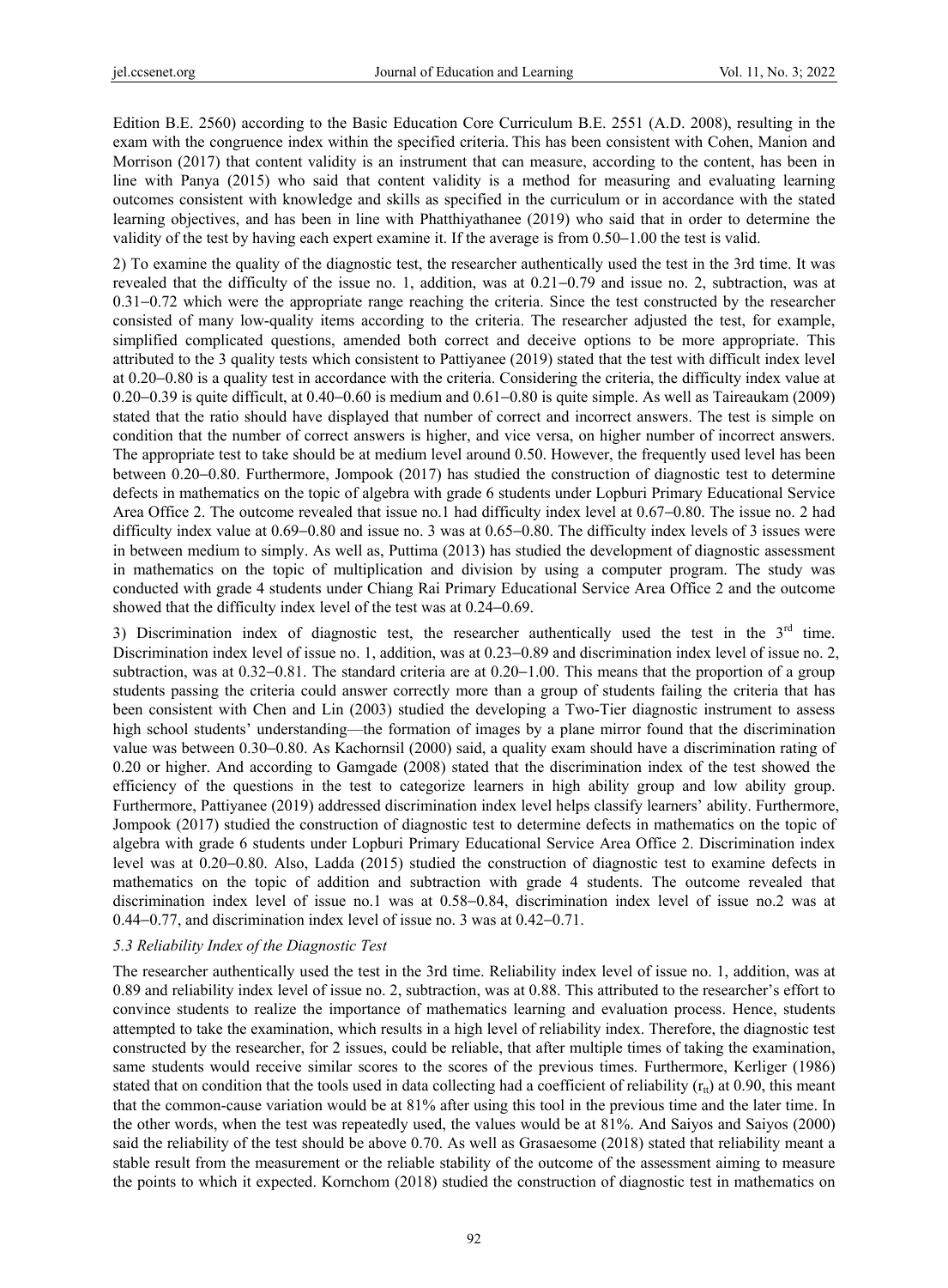Edition B.E. 2560) according to the Basic Education Core Curriculum B.E. 2551 (A.D. 2008), resulting in the exam with the congruence index within the specified criteria. This has been consistent with Cohen, Manion and Morrison (2017) that content validity is an instrument that can measure, according to the content, has been in line with Panya (2015) who said that content validity is a method for measuring and evaluating learning outcomes consistent with knowledge and skills as specified in the curriculum or in accordance with the stated learning objectives, and has been in line with Phatthiyathanee (2019) who said that in order to determine the validity of the test by having each expert examine it. If the average is from 0.50–1.00 the test is valid.

2) To examine the quality of the diagnostic test, the researcher authentically used the test in the 3rd time. It was revealed that the difficulty of the issue no. 1, addition, was at 0.21–0.79 and issue no. 2, subtraction, was at 0.31–0.72 which were the appropriate range reaching the criteria. Since the test constructed by the researcher consisted of many low-quality items according to the criteria. The researcher adjusted the test, for example, simplified complicated questions, amended both correct and deceive options to be more appropriate. This attributed to the 3 quality tests which consistent to Pattiyanee (2019) stated that the test with difficult index level at 0.20–0.80 is a quality test in accordance with the criteria. Considering the criteria, the difficulty index value at 0.20–0.39 is quite difficult, at 0.40–0.60 is medium and 0.61–0.80 is quite simple. As well as Taireaukam (2009) stated that the ratio should have displayed that number of correct and incorrect answers. The test is simple on condition that the number of correct answers is higher, and vice versa, on higher number of incorrect answers. The appropriate test to take should be at medium level around 0.50. However, the frequently used level has been between 0.20–0.80. Furthermore, Jompook (2017) has studied the construction of diagnostic test to determine defects in mathematics on the topic of algebra with grade 6 students under Lopburi Primary Educational Service Area Office 2. The outcome revealed that issue no.1 had difficulty index level at 0.67–0.80. The issue no. 2 had difficulty index value at 0.69–0.80 and issue no. 3 was at 0.65–0.80. The difficulty index levels of 3 issues were in between medium to simply. As well as, Puttima (2013) has studied the development of diagnostic assessment in mathematics on the topic of multiplication and division by using a computer program. The study was conducted with grade 4 students under Chiang Rai Primary Educational Service Area Office 2 and the outcome showed that the difficulty index level of the test was at 0.24–0.69.

3) Discrimination index of diagnostic test, the researcher authentically used the test in the 3rd time. Discrimination index level of issue no. 1, addition, was at 0.23–0.89 and discrimination index level of issue no. 2, subtraction, was at 0.32–0.81. The standard criteria are at 0.20–1.00. This means that the proportion of a group students passing the criteria could answer correctly more than a group of students failing the criteria that has been consistent with Chen and Lin (2003) studied the developing a Two-Tier diagnostic instrument to assess high school students' understanding—the formation of images by a plane mirror found that the discrimination value was between 0.30–0.80. As Kachornsil (2000) said, a quality exam should have a discrimination rating of 0.20 or higher. And according to Gamgade (2008) stated that the discrimination index of the test showed the efficiency of the questions in the test to categorize learners in high ability group and low ability group. Furthermore, Pattiyanee (2019) addressed discrimination index level helps classify learners' ability. Furthermore, Jompook (2017) studied the construction of diagnostic test to determine defects in mathematics on the topic of algebra with grade 6 students under Lopburi Primary Educational Service Area Office 2. Discrimination index level was at 0.20–0.80. Also, Ladda (2015) studied the construction of diagnostic test to examine defects in mathematics on the topic of addition and subtraction with grade 4 students. The outcome revealed that discrimination index level of issue no.1 was at 0.58–0.84, discrimination index level of issue no.2 was at 0.44–0.77, and discrimination index level of issue no. 3 was at 0.42–0.71.

### 5.3 Reliability Index of the Diagnostic Test

The researcher authentically used the test in the 3rd time. Reliability index level of issue no. 1, addition, was at 0.89 and reliability index level of issue no. 2, subtraction, was at 0.88. This attributed to the researcher's effort to convince students to realize the importance of mathematics learning and evaluation process. Hence, students attempted to take the examination, which results in a high level of reliability index. Therefore, the diagnostic test constructed by the researcher, for 2 issues, could be reliable, that after multiple times of taking the examination, same students would receive similar scores to the scores of the previous times. Furthermore, Kerliger (1986) stated that on condition that the tools used in data collecting had a coefficient of reliability ($r_{tt}$) at 0.90, this meant that the common-cause variation would be at 81% after using this tool in the previous time and the later time. In the other words, when the test was repeatedly used, the values would be at 81%. And Saiyos and Saiyos (2000) said the reliability of the test should be above 0.70. As well as Grasaesome (2018) stated that reliability meant a stable result from the measurement or the reliable stability of the outcome of the assessment aiming to measure the points to which it expected. Kornchom (2018) studied the construction of diagnostic test in mathematics on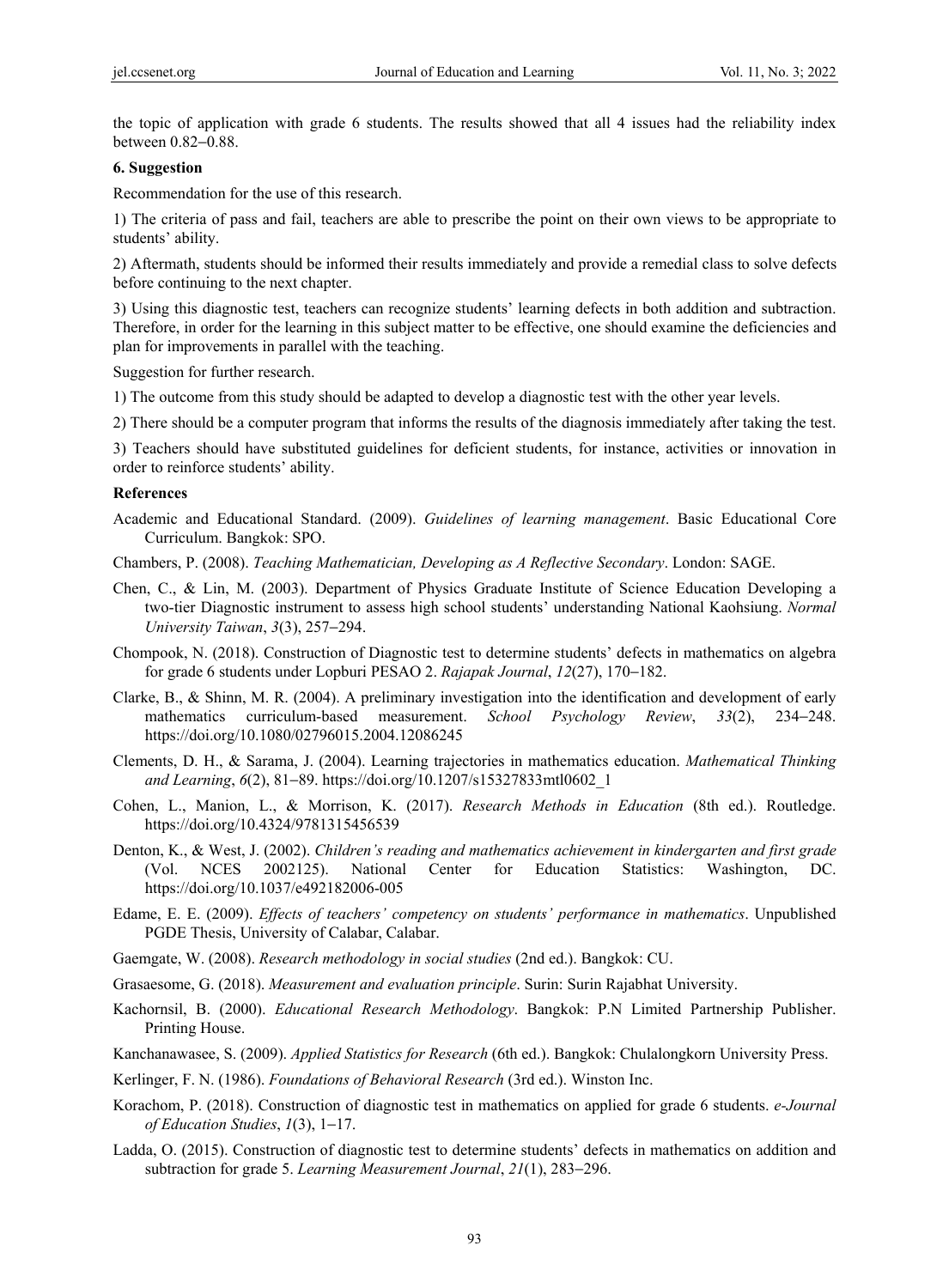the topic of application with grade 6 students. The results showed that all 4 issues had the reliability index between 0.82–0.88.

## 6. Suggestion

Recommendation for the use of this research.

1) The criteria of pass and fail, teachers are able to prescribe the point on their own views to be appropriate to students' ability.

2) Aftermath, students should be informed their results immediately and provide a remedial class to solve defects before continuing to the next chapter.

3) Using this diagnostic test, teachers can recognize students' learning defects in both addition and subtraction. Therefore, in order for the learning in this subject matter to be effective, one should examine the deficiencies and plan for improvements in parallel with the teaching.

Suggestion for further research.

1) The outcome from this study should be adapted to develop a diagnostic test with the other year levels.

2) There should be a computer program that informs the results of the diagnosis immediately after taking the test.

3) Teachers should have substituted guidelines for deficient students, for instance, activities or innovation in order to reinforce students' ability.

## References

Academic and Educational Standard. (2009). *Guidelines of learning management*. Basic Educational Core Curriculum. Bangkok: SPO.

Chambers, P. (2008). *Teaching Mathematician, Developing as A Reflective Secondary*. London: SAGE.

Chen, C., & Lin, M. (2003). Department of Physics Graduate Institute of Science Education Developing a two-tier Diagnostic instrument to assess high school students' understanding National Kaohsiung. *Normal University Taiwan*, *3*(3), 257–294.

Chompook, N. (2018). Construction of Diagnostic test to determine students' defects in mathematics on algebra for grade 6 students under Lopburi PESAO 2. *Rajapak Journal*, *12*(27), 170–182.

Clarke, B., & Shinn, M. R. (2004). A preliminary investigation into the identification and development of early mathematics curriculum-based measurement. *School Psychology Review*, *33*(2), 234–248. https://doi.org/10.1080/02796015.2004.12086245

Clements, D. H., & Sarama, J. (2004). Learning trajectories in mathematics education. *Mathematical Thinking and Learning*, *6*(2), 81–89. https://doi.org/10.1207/s15327833mtl0602_1

Cohen, L., Manion, L., & Morrison, K. (2017). *Research Methods in Education* (8th ed.). Routledge. https://doi.org/10.4324/9781315456539

Denton, K., & West, J. (2002). *Children's reading and mathematics achievement in kindergarten and first grade* (Vol. NCES 2002125). National Center for Education Statistics: Washington, DC. https://doi.org/10.1037/e492182006-005

Edame, E. E. (2009). *Effects of teachers' competency on students' performance in mathematics*. Unpublished PGDE Thesis, University of Calabar, Calabar.

Gaemgate, W. (2008). *Research methodology in social studies* (2nd ed.). Bangkok: CU.

Grasaesome, G. (2018). *Measurement and evaluation principle*. Surin: Surin Rajabhat University.

Kachornsil, B. (2000). *Educational Research Methodology*. Bangkok: P.N Limited Partnership Publisher. Printing House.

Kanchanawasee, S. (2009). *Applied Statistics for Research* (6th ed.). Bangkok: Chulalongkorn University Press.

Kerlinger, F. N. (1986). *Foundations of Behavioral Research* (3rd ed.). Winston Inc.

Korachom, P. (2018). Construction of diagnostic test in mathematics on applied for grade 6 students. *e-Journal of Education Studies*, *1*(3), 1–17.

Ladda, O. (2015). Construction of diagnostic test to determine students' defects in mathematics on addition and subtraction for grade 5. *Learning Measurement Journal*, *21*(1), 283–296.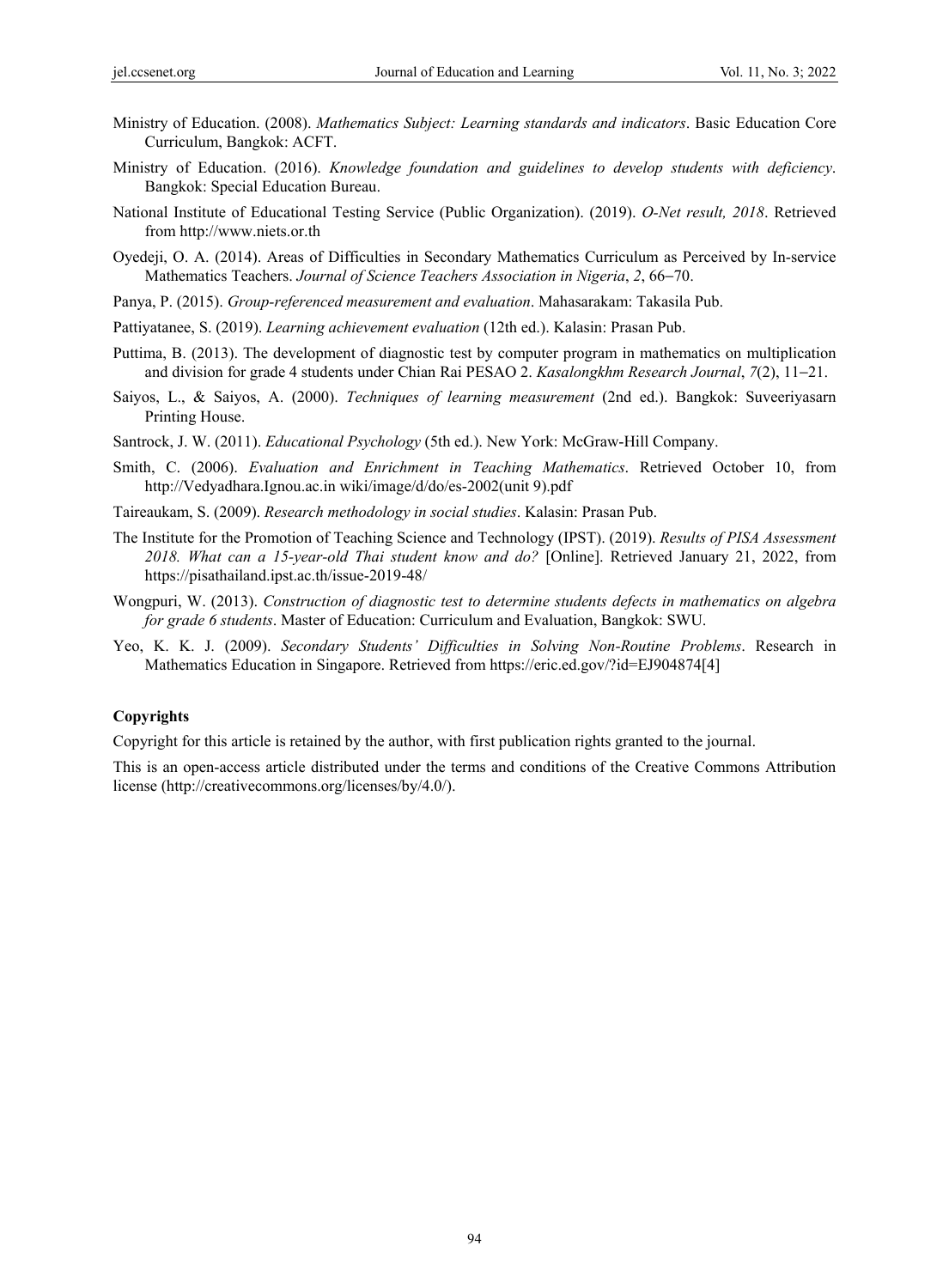Ministry of Education. (2008). *Mathematics Subject: Learning standards and indicators*. Basic Education Core Curriculum, Bangkok: ACFT.

Ministry of Education. (2016). *Knowledge foundation and guidelines to develop students with deficiency*. Bangkok: Special Education Bureau.

National Institute of Educational Testing Service (Public Organization). (2019). *O-Net result, 2018*. Retrieved from http://www.niets.or.th

Oyedeji, O. A. (2014). Areas of Difficulties in Secondary Mathematics Curriculum as Perceived by In-service Mathematics Teachers. *Journal of Science Teachers Association in Nigeria*, *2*, 66–70.

Panya, P. (2015). *Group-referenced measurement and evaluation*. Mahasarakam: Takasila Pub.

Pattiyatanee, S. (2019). *Learning achievement evaluation* (12th ed.). Kalasin: Prasan Pub.

Puttima, B. (2013). The development of diagnostic test by computer program in mathematics on multiplication and division for grade 4 students under Chian Rai PESAO 2. *Kasalongkhm Research Journal*, *7*(2), 11–21.

Saiyos, L., & Saiyos, A. (2000). *Techniques of learning measurement* (2nd ed.). Bangkok: Suveeriyasarn Printing House.

Santrock, J. W. (2011). *Educational Psychology* (5th ed.). New York: McGraw-Hill Company.

Smith, C. (2006). *Evaluation and Enrichment in Teaching Mathematics*. Retrieved October 10, from http://Vedyadhara.Ignou.ac.in wiki/image/d/do/es-2002(unit 9).pdf

Taireaukam, S. (2009). *Research methodology in social studies*. Kalasin: Prasan Pub.

The Institute for the Promotion of Teaching Science and Technology (IPST). (2019). *Results of PISA Assessment 2018. What can a 15-year-old Thai student know and do?* [Online]. Retrieved January 21, 2022, from https://pisathailand.ipst.ac.th/issue-2019-48/

Wongpuri, W. (2013). *Construction of diagnostic test to determine students defects in mathematics on algebra for grade 6 students*. Master of Education: Curriculum and Evaluation, Bangkok: SWU.

Yeo, K. K. J. (2009). *Secondary Students' Difficulties in Solving Non-Routine Problems*. Research in Mathematics Education in Singapore. Retrieved from https://eric.ed.gov/?id=EJ904874[4]

**Copyrights**

Copyright for this article is retained by the author, with first publication rights granted to the journal.

This is an open-access article distributed under the terms and conditions of the Creative Commons Attribution license (http://creativecommons.org/licenses/by/4.0/).